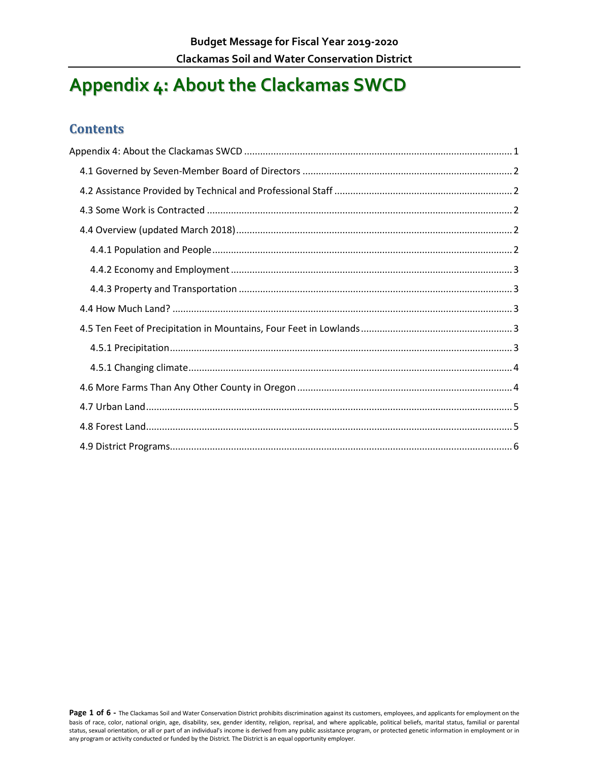# Appendix 4: About the Clackamas SWCD

## Contents

Appendix 4: About the Clackamas SWCD ..... 1

- 4.1 Governed by Seven-Member Board of Directors ..... 2
- 4.2 Assistance Provided by Technical and Professional Staff ..... 2
- 4.3 Some Work is Contracted ..... 2
- 4.4 Overview (updated March 2018) ..... 2
  - 4.4.1 Population and People ..... 2
  - 4.4.2 Economy and Employment ..... 3
  - 4.4.3 Property and Transportation ..... 3
- 4.4 How Much Land? ..... 3
- 4.5 Ten Feet of Precipitation in Mountains, Four Feet in Lowlands ..... 3
  - 4.5.1 Precipitation ..... 3
  - 4.5.1 Changing climate ..... 4
- 4.6 More Farms Than Any Other County in Oregon ..... 4
- 4.7 Urban Land ..... 5
- 4.8 Forest Land ..... 5
- 4.9 District Programs ..... 6

The Clackamas Soil and Water Conservation District prohibits discrimination against its customers, employees, and applicants for employment on the basis of race, color, national origin, age, disability, sex, gender identity, religion, reprisal, and where applicable, political beliefs, marital status, familial or parental status, sexual orientation, or all or part of an individual's income is derived from any public assistance program, or protected genetic information in employment or in any program or activity conducted or funded by the District. The District is an equal opportunity employer.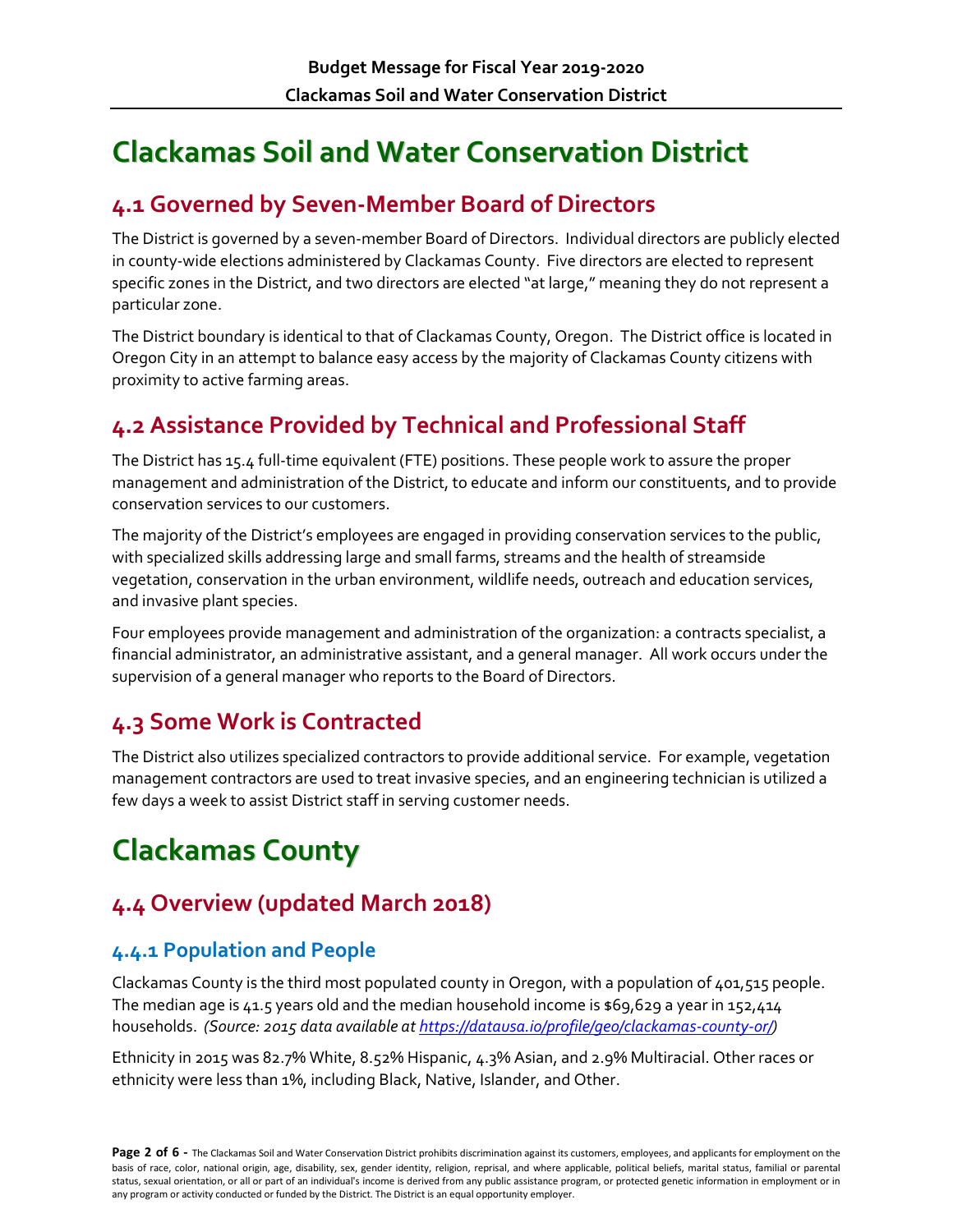# Clackamas Soil and Water Conservation District

## 4.1 Governed by Seven-Member Board of Directors

The District is governed by a seven-member Board of Directors. Individual directors are publicly elected in county-wide elections administered by Clackamas County. Five directors are elected to represent specific zones in the District, and two directors are elected "at large," meaning they do not represent a particular zone.

The District boundary is identical to that of Clackamas County, Oregon. The District office is located in Oregon City in an attempt to balance easy access by the majority of Clackamas County citizens with proximity to active farming areas.

## 4.2 Assistance Provided by Technical and Professional Staff

The District has 15.4 full-time equivalent (FTE) positions. These people work to assure the proper management and administration of the District, to educate and inform our constituents, and to provide conservation services to our customers.

The majority of the District's employees are engaged in providing conservation services to the public, with specialized skills addressing large and small farms, streams and the health of streamside vegetation, conservation in the urban environment, wildlife needs, outreach and education services, and invasive plant species.

Four employees provide management and administration of the organization: a contracts specialist, a financial administrator, an administrative assistant, and a general manager. All work occurs under the supervision of a general manager who reports to the Board of Directors.

## 4.3 Some Work is Contracted

The District also utilizes specialized contractors to provide additional service. For example, vegetation management contractors are used to treat invasive species, and an engineering technician is utilized a few days a week to assist District staff in serving customer needs.

# Clackamas County

## 4.4 Overview (updated March 2018)

### 4.4.1 Population and People

Clackamas County is the third most populated county in Oregon, with a population of 401,515 people. The median age is 41.5 years old and the median household income is $69,629 a year in 152,414 households. *(Source: 2015 data available at [https://datausa.io/profile/geo/clackamas-county-or/](https://datausa.io/profile/geo/clackamas-county-or/))*

Ethnicity in 2015 was 82.7% White, 8.52% Hispanic, 4.3% Asian, and 2.9% Multiracial. Other races or ethnicity were less than 1%, including Black, Native, Islander, and Other.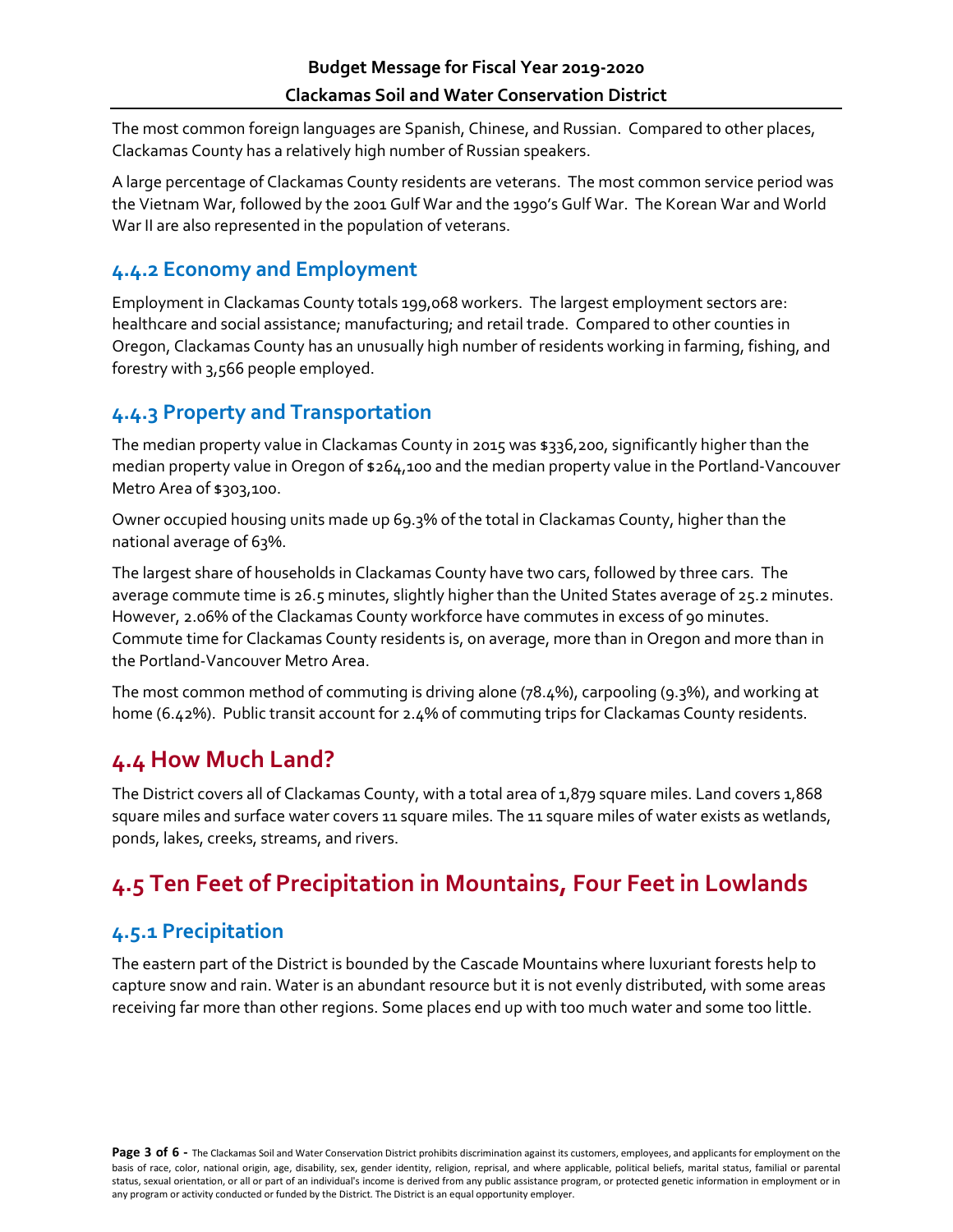The most common foreign languages are Spanish, Chinese, and Russian. Compared to other places, Clackamas County has a relatively high number of Russian speakers.

A large percentage of Clackamas County residents are veterans. The most common service period was the Vietnam War, followed by the 2001 Gulf War and the 1990's Gulf War. The Korean War and World War II are also represented in the population of veterans.

### 4.4.2 Economy and Employment

Employment in Clackamas County totals 199,068 workers. The largest employment sectors are: healthcare and social assistance; manufacturing; and retail trade. Compared to other counties in Oregon, Clackamas County has an unusually high number of residents working in farming, fishing, and forestry with 3,566 people employed.

### 4.4.3 Property and Transportation

The median property value in Clackamas County in 2015 was $336,200, significantly higher than the median property value in Oregon of $264,100 and the median property value in the Portland-Vancouver Metro Area of $303,100.

Owner occupied housing units made up 69.3% of the total in Clackamas County, higher than the national average of 63%.

The largest share of households in Clackamas County have two cars, followed by three cars. The average commute time is 26.5 minutes, slightly higher than the United States average of 25.2 minutes. However, 2.06% of the Clackamas County workforce have commutes in excess of 90 minutes. Commute time for Clackamas County residents is, on average, more than in Oregon and more than in the Portland-Vancouver Metro Area.

The most common method of commuting is driving alone (78.4%), carpooling (9.3%), and working at home (6.42%). Public transit account for 2.4% of commuting trips for Clackamas County residents.

## 4.4 How Much Land?

The District covers all of Clackamas County, with a total area of 1,879 square miles. Land covers 1,868 square miles and surface water covers 11 square miles. The 11 square miles of water exists as wetlands, ponds, lakes, creeks, streams, and rivers.

## 4.5 Ten Feet of Precipitation in Mountains, Four Feet in Lowlands

### 4.5.1 Precipitation

The eastern part of the District is bounded by the Cascade Mountains where luxuriant forests help to capture snow and rain. Water is an abundant resource but it is not evenly distributed, with some areas receiving far more than other regions. Some places end up with too much water and some too little.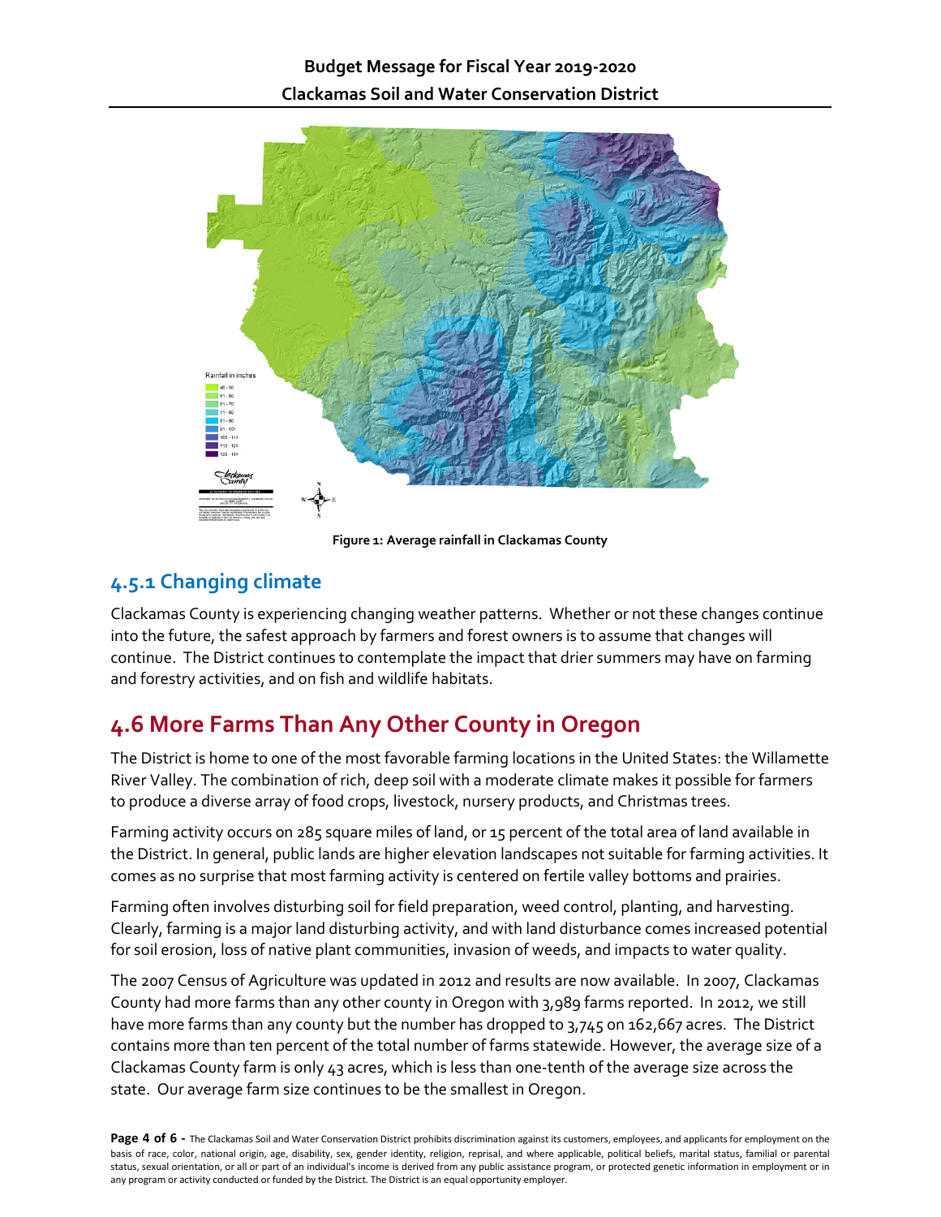**Figure 1: Average rainfall in Clackamas County**

### 4.5.1 Changing climate

Clackamas County is experiencing changing weather patterns. Whether or not these changes continue into the future, the safest approach by farmers and forest owners is to assume that changes will continue. The District continues to contemplate the impact that drier summers may have on farming and forestry activities, and on fish and wildlife habitats.

## 4.6 More Farms Than Any Other County in Oregon

The District is home to one of the most favorable farming locations in the United States: the Willamette River Valley. The combination of rich, deep soil with a moderate climate makes it possible for farmers to produce a diverse array of food crops, livestock, nursery products, and Christmas trees.

Farming activity occurs on 285 square miles of land, or 15 percent of the total area of land available in the District. In general, public lands are higher elevation landscapes not suitable for farming activities. It comes as no surprise that most farming activity is centered on fertile valley bottoms and prairies.

Farming often involves disturbing soil for field preparation, weed control, planting, and harvesting. Clearly, farming is a major land disturbing activity, and with land disturbance comes increased potential for soil erosion, loss of native plant communities, invasion of weeds, and impacts to water quality.

The 2007 Census of Agriculture was updated in 2012 and results are now available. In 2007, Clackamas County had more farms than any other county in Oregon with 3,989 farms reported. In 2012, we still have more farms than any county but the number has dropped to 3,745 on 162,667 acres. The District contains more than ten percent of the total number of farms statewide. However, the average size of a Clackamas County farm is only 43 acres, which is less than one-tenth of the average size across the state. Our average farm size continues to be the smallest in Oregon.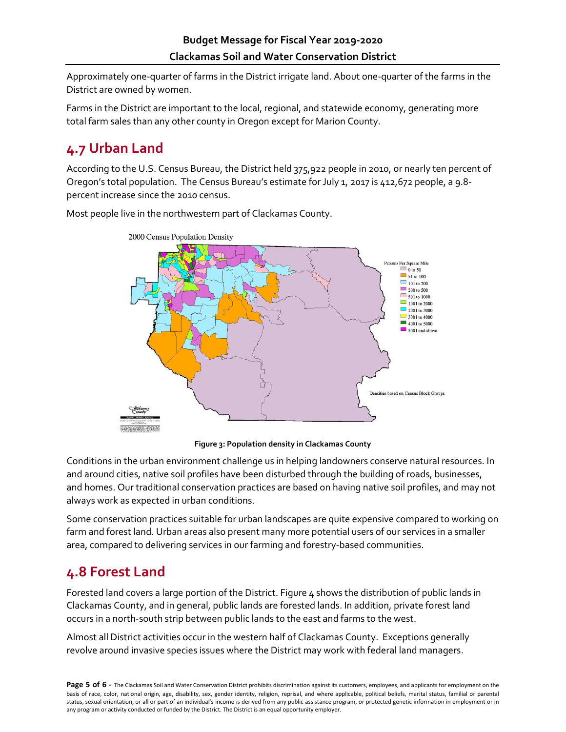Approximately one-quarter of farms in the District irrigate land. About one-quarter of the farms in the District are owned by women.

Farms in the District are important to the local, regional, and statewide economy, generating more total farm sales than any other county in Oregon except for Marion County.

## 4.7 Urban Land

According to the U.S. Census Bureau, the District held 375,922 people in 2010, or nearly ten percent of Oregon's total population. The Census Bureau's estimate for July 1, 2017 is 412,672 people, a 9.8-percent increase since the 2010 census.

Most people live in the northwestern part of Clackamas County.

**Figure 3: Population density in Clackamas County**

Conditions in the urban environment challenge us in helping landowners conserve natural resources. In and around cities, native soil profiles have been disturbed through the building of roads, businesses, and homes. Our traditional conservation practices are based on having native soil profiles, and may not always work as expected in urban conditions.

Some conservation practices suitable for urban landscapes are quite expensive compared to working on farm and forest land. Urban areas also present many more potential users of our services in a smaller area, compared to delivering services in our farming and forestry-based communities.

## 4.8 Forest Land

Forested land covers a large portion of the District. Figure 4 shows the distribution of public lands in Clackamas County, and in general, public lands are forested lands. In addition, private forest land occurs in a north-south strip between public lands to the east and farms to the west.

Almost all District activities occur in the western half of Clackamas County. Exceptions generally revolve around invasive species issues where the District may work with federal land managers.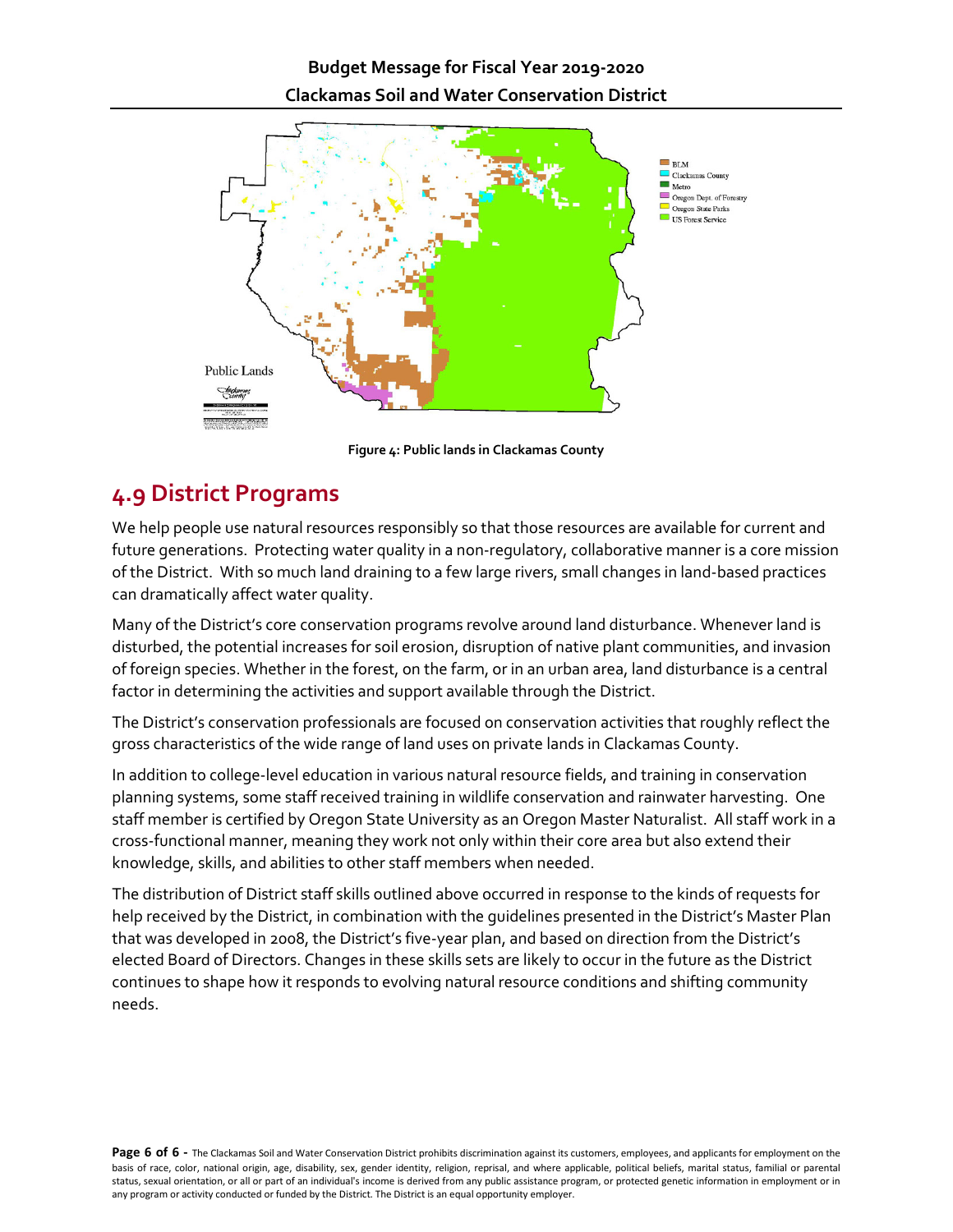BLM
Clackamas County
Metro
Oregon Dept. of Forestry
Oregon State Parks
US Forest Service

Public Lands

**Figure 4: Public lands in Clackamas County**

## 4.9 District Programs

We help people use natural resources responsibly so that those resources are available for current and future generations. Protecting water quality in a non-regulatory, collaborative manner is a core mission of the District. With so much land draining to a few large rivers, small changes in land-based practices can dramatically affect water quality.

Many of the District's core conservation programs revolve around land disturbance. Whenever land is disturbed, the potential increases for soil erosion, disruption of native plant communities, and invasion of foreign species. Whether in the forest, on the farm, or in an urban area, land disturbance is a central factor in determining the activities and support available through the District.

The District's conservation professionals are focused on conservation activities that roughly reflect the gross characteristics of the wide range of land uses on private lands in Clackamas County.

In addition to college-level education in various natural resource fields, and training in conservation planning systems, some staff received training in wildlife conservation and rainwater harvesting. One staff member is certified by Oregon State University as an Oregon Master Naturalist. All staff work in a cross-functional manner, meaning they work not only within their core area but also extend their knowledge, skills, and abilities to other staff members when needed.

The distribution of District staff skills outlined above occurred in response to the kinds of requests for help received by the District, in combination with the guidelines presented in the District's Master Plan that was developed in 2008, the District's five-year plan, and based on direction from the District's elected Board of Directors. Changes in these skills sets are likely to occur in the future as the District continues to shape how it responds to evolving natural resource conditions and shifting community needs.

The Clackamas Soil and Water Conservation District prohibits discrimination against its customers, employees, and applicants for employment on the basis of race, color, national origin, age, disability, sex, gender identity, religion, reprisal, and where applicable, political beliefs, marital status, familial or parental status, sexual orientation, or all or part of an individual's income is derived from any public assistance program, or protected genetic information in employment or in any program or activity conducted or funded by the District. The District is an equal opportunity employer.